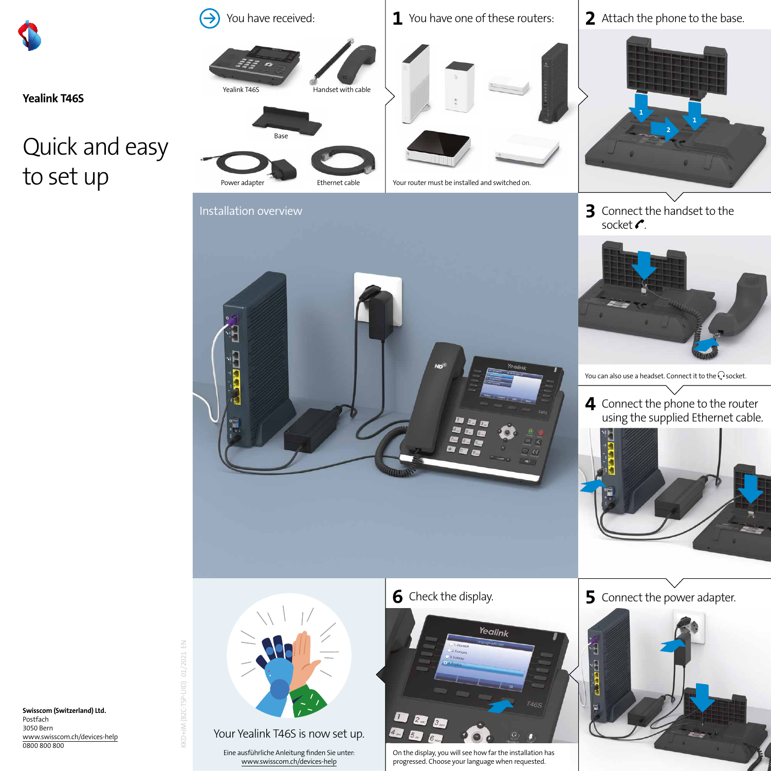**Yealink T46S**

# Quick and easy to set up

## You have received:

- Yealink T46S
- Handset with cable
- Base
- Power adapter
- Ethernet cable

## 1 You have one of these routers:

Your router must be installed and switched on.

## 2 Attach the phone to the base.

## Installation overview

## 3 Connect the handset to the socket.

You can also use a headset. Connect it to the socket.

## 4 Connect the phone to the router using the supplied Ethernet cable.

## 5 Connect the power adapter.

## 6 Check the display.

On the display, you will see how far the installation has progressed. Choose your language when requested.

Your Yealink T46S is now set up.

Eine ausführliche Anleitung finden Sie unter:
www.swisscom.ch/devices-help

KKD+IM (82C-TSP-UID) 01/2021 EN

**Swisscom (Switzerland) Ltd.**
Postfach
3050 Bern
www.swisscom.ch/devices-help
0800 800 800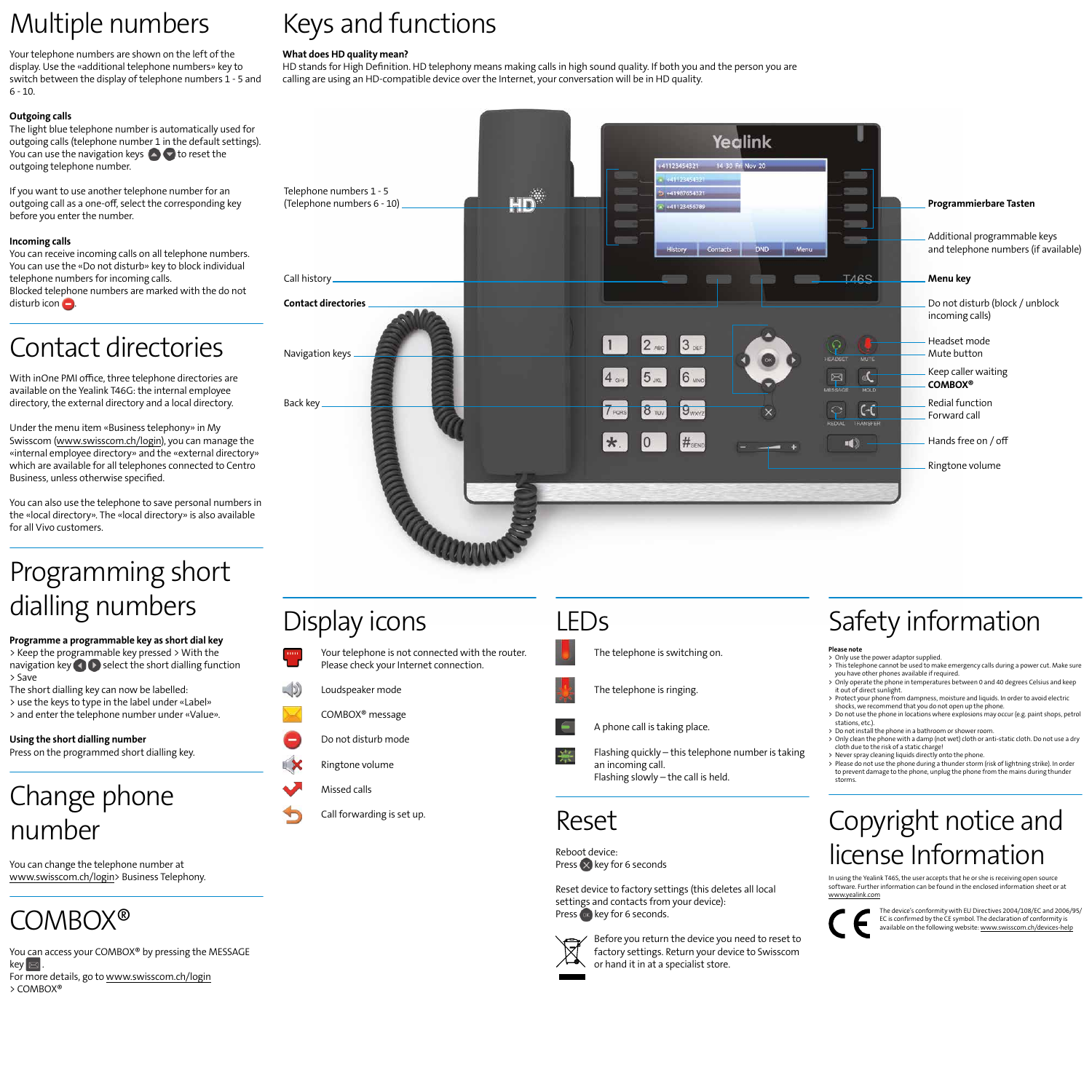# Multiple numbers

Your telephone numbers are shown on the left of the display. Use the «additional telephone numbers» key to switch between the display of telephone numbers 1 - 5 and 6 - 10.

**Outgoing calls**
The light blue telephone number is automatically used for outgoing calls (telephone number 1 in the default settings). You can use the navigation keys to reset the outgoing telephone number.

If you want to use another telephone number for an outgoing call as a one-off, select the corresponding key before you enter the number.

**Incoming calls**
You can receive incoming calls on all telephone numbers. You can use the «Do not disturb» key to block individual telephone numbers for incoming calls.
Blocked telephone numbers are marked with the do not disturb icon.

# Contact directories

With inOne PMI office, three telephone directories are available on the Yealink T46G: the internal employee directory, the external directory and a local directory.

Under the menu item «Business telephony» in My Swisscom (www.swisscom.ch/login), you can manage the «internal employee directory» and the «external directory» which are available for all telephones connected to Centro Business, unless otherwise specified.

You can also use the telephone to save personal numbers in the «local directory». The «local directory» is also available for all Vivo customers.

# Programming short dialling numbers

**Programme a programmable key as short dial key**
> Keep the programmable key pressed > With the navigation key select the short dialling function > Save
The short dialling key can now be labelled:
> use the keys to type in the label under «Label»
> and enter the telephone number under «Value».

**Using the short dialling number**
Press on the programmed short dialling key.

# Change phone number

You can change the telephone number at www.swisscom.ch/login> Business Telephony.

# COMBOX®

You can access your COMBOX® by pressing the MESSAGE key.
For more details, go to www.swisscom.ch/login
> COMBOX®

# Keys and functions

**What does HD quality mean?**
HD stands for High Definition. HD telephony means making calls in high sound quality. If both you and the person you are calling are using an HD-compatible device over the Internet, your conversation will be in HD quality.

Telephone numbers 1 - 5
(Telephone numbers 6 - 10)
Call history
**Contact directories**
Navigation keys
Back key
**Programmierbare Tasten**
Additional programmable keys and telephone numbers (if available)
**Menu key**
Do not disturb (block / unblock incoming calls)
Headset mode
Mute button
Keep caller waiting
**COMBOX®**
Redial function
Forward call
Hands free on / off
Ringtone volume

# Display icons

Your telephone is not connected with the router. Please check your Internet connection.

Loudspeaker mode

COMBOX® message

Do not disturb mode

Ringtone volume

Missed calls

Call forwarding is set up.

# LEDs

The telephone is switching on.

The telephone is ringing.

A phone call is taking place.

Flashing quickly – this telephone number is taking an incoming call.
Flashing slowly – the call is held.

# Reset

Reboot device:
Press key for 6 seconds

Reset device to factory settings (this deletes all local settings and contacts from your device):
Press key for 6 seconds.

Before you return the device you need to reset to factory settings. Return your device to Swisscom or hand it in at a specialist store.

# Safety information

**Please note**
> Only use the power adaptor supplied.
> This telephone cannot be used to make emergency calls during a power cut. Make sure you have other phones available if required.
> Only operate the phone in temperatures between 0 and 40 degrees Celsius and keep it out of direct sunlight.
> Protect your phone from dampness, moisture and liquids. In order to avoid electric shocks, we recommend that you do not open up the phone.
> Do not use the phone in locations where explosions may occur (e.g. paint shops, petrol stations, etc.).
> Do not install the phone in a bathroom or shower room.
> Only clean the phone with a damp (not wet) cloth or anti-static cloth. Do not use a dry cloth due to the risk of a static charge!
> Never spray cleaning liquids directly onto the phone.
> Please do not use the phone during a thunder storm (risk of lightning strike). In order to prevent damage to the phone, unplug the phone from the mains during thunder storms.

# Copyright notice and license Information

In using the Yealink T46S, the user accepts that he or she is receiving open source software. Further information can be found in the enclosed information sheet or at www.yealink.com

The device's conformity with EU Directives 2004/108/EC and 2006/95/EC is confirmed by the CE symbol. The declaration of conformity is available on the following website: www.swisscom.ch/devices-help